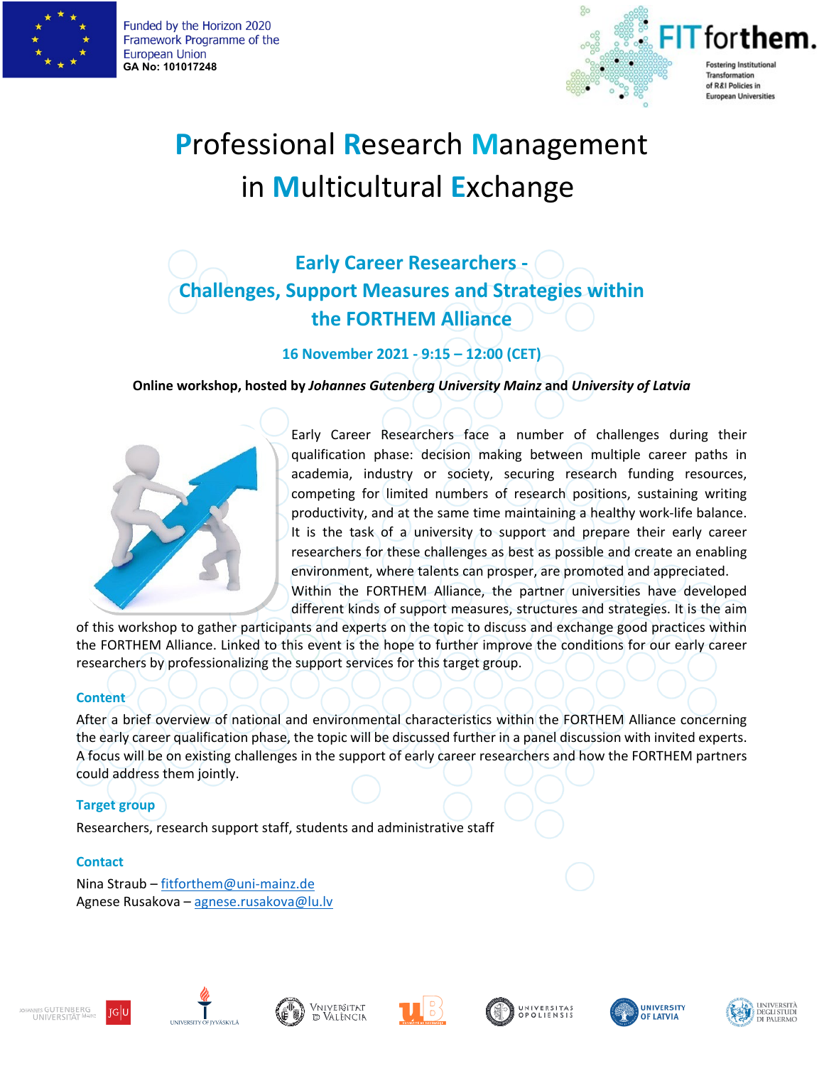Funded by the Horizon 2020 Framework Programme of the European Union
**GA No: 101017248**

FIT forthem. Fostering Institutional Transformation of R&I Policies in European Universities

# Professional Research Management in Multicultural Exchange

## Early Career Researchers - Challenges, Support Measures and Strategies within the FORTHEM Alliance

### 16 November 2021 - 9:15 – 12:00 (CET)

**Online workshop, hosted by *Johannes Gutenberg University Mainz* and *University of Latvia***

Early Career Researchers face a number of challenges during their qualification phase: decision making between multiple career paths in academia, industry or society, securing research funding resources, competing for limited numbers of research positions, sustaining writing productivity, and at the same time maintaining a healthy work-life balance. It is the task of a university to support and prepare their early career researchers for these challenges as best as possible and create an enabling environment, where talents can prosper, are promoted and appreciated.
Within the FORTHEM Alliance, the partner universities have developed different kinds of support measures, structures and strategies. It is the aim of this workshop to gather participants and experts on the topic to discuss and exchange good practices within the FORTHEM Alliance. Linked to this event is the hope to further improve the conditions for our early career researchers by professionalizing the support services for this target group.

### Content

After a brief overview of national and environmental characteristics within the FORTHEM Alliance concerning the early career qualification phase, the topic will be discussed further in a panel discussion with invited experts. A focus will be on existing challenges in the support of early career researchers and how the FORTHEM partners could address them jointly.

### Target group

Researchers, research support staff, students and administrative staff

### Contact

Nina Straub – fitforthem@uni-mainz.de
Agnese Rusakova – agnese.rusakova@lu.lv

Johannes Gutenberg Universität Mainz · University of Jyväskylä · Universitat de València · Université de Bourgogne · Universitas Opoliensis · University of Latvia · Università degli Studi di Palermo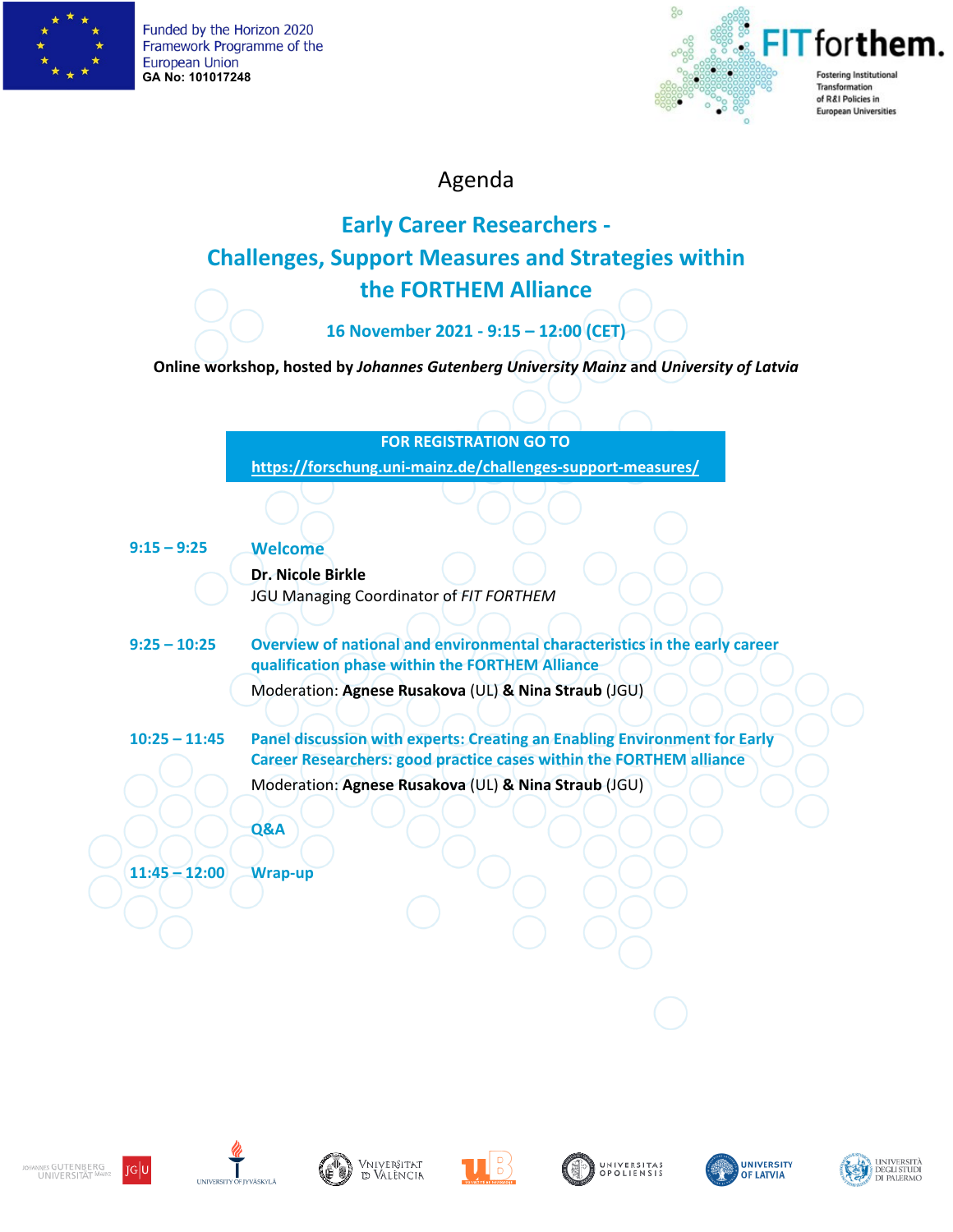Funded by the Horizon 2020 Framework Programme of the European Union
**GA No: 101017248**

FIT forthem. Fostering Institutional Transformation of R&I Policies in European Universities

Agenda

## Early Career Researchers - Challenges, Support Measures and Strategies within the FORTHEM Alliance

**16 November 2021 - 9:15 – 12:00 (CET)**

**Online workshop, hosted by *Johannes Gutenberg University Mainz* and *University of Latvia***

**FOR REGISTRATION GO TO**
**https://forschung.uni-mainz.de/challenges-support-measures/**

**9:15 – 9:25** **Welcome**

**Dr. Nicole Birkle**
JGU Managing Coordinator of *FIT FORTHEM*

**9:25 – 10:25** **Overview of national and environmental characteristics in the early career qualification phase within the FORTHEM Alliance**

Moderation: **Agnese Rusakova** (UL) **& Nina Straub** (JGU)

**10:25 – 11:45** **Panel discussion with experts: Creating an Enabling Environment for Early Career Researchers: good practice cases within the FORTHEM alliance**

Moderation: **Agnese Rusakova** (UL) **& Nina Straub** (JGU)

**Q&A**

**11:45 – 12:00** **Wrap-up**

JOHANNES GUTENBERG UNIVERSITÄT MAINZ JG|U · UNIVERSITY OF JYVÄSKYLÄ · VNIVERSITAT DE VALÈNCIA · UB · UNIVERSITAS OPOLIENSIS · UNIVERSITY OF LATVIA · UNIVERSITÀ DEGLI STUDI DI PALERMO